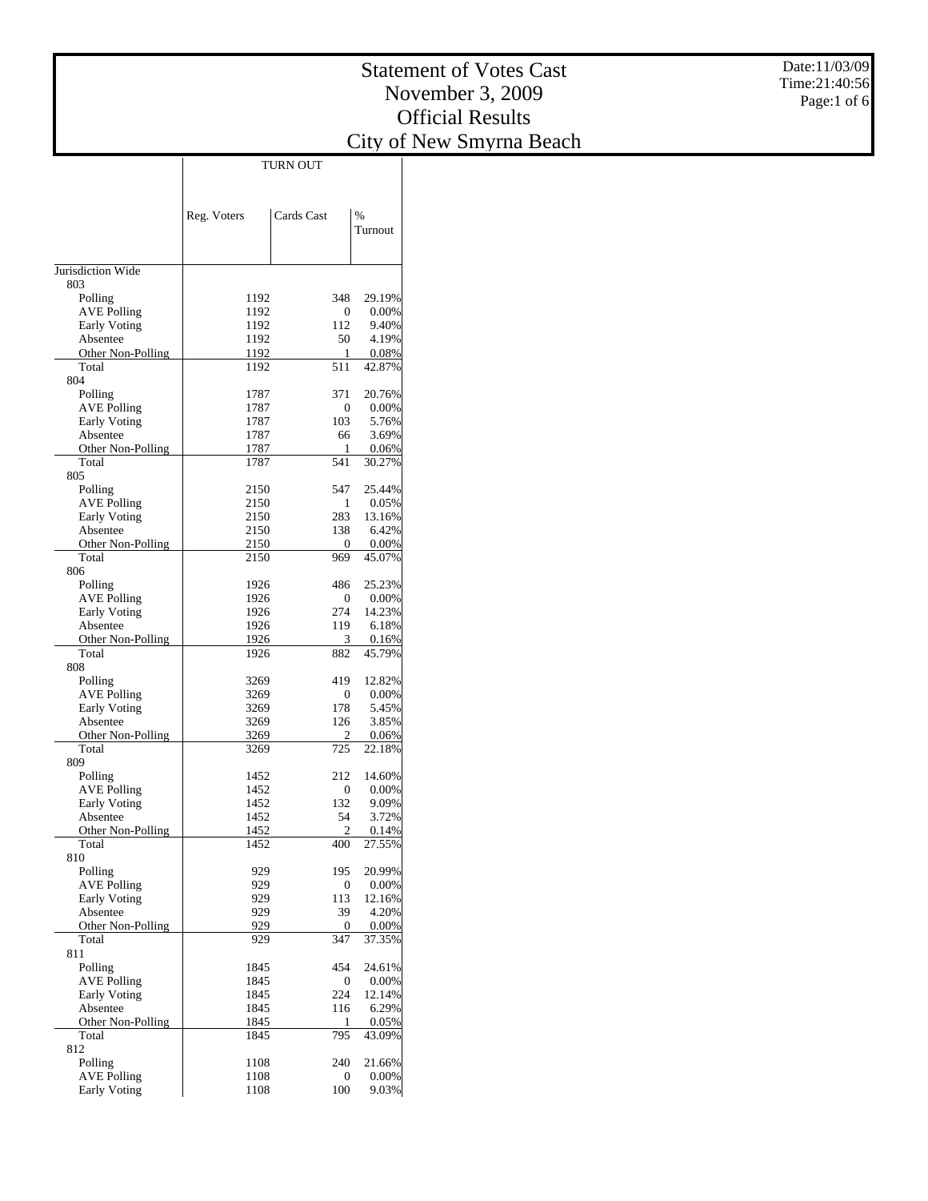# Statement of Votes Cast
# November 3, 2009
# Official Results
# City of New Smyrna Beach

| | TURN OUT | | |
|---|---|---|---|
| | Reg. Voters | Cards Cast | % Turnout |
| **Jurisdiction Wide** | | | |
| **803** | | | |
| Polling | 1192 | 348 | 29.19% |
| AVE Polling | 1192 | 0 | 0.00% |
| Early Voting | 1192 | 112 | 9.40% |
| Absentee | 1192 | 50 | 4.19% |
| Other Non-Polling | 1192 | 1 | 0.08% |
| Total | 1192 | 511 | 42.87% |
| **804** | | | |
| Polling | 1787 | 371 | 20.76% |
| AVE Polling | 1787 | 0 | 0.00% |
| Early Voting | 1787 | 103 | 5.76% |
| Absentee | 1787 | 66 | 3.69% |
| Other Non-Polling | 1787 | 1 | 0.06% |
| Total | 1787 | 541 | 30.27% |
| **805** | | | |
| Polling | 2150 | 547 | 25.44% |
| AVE Polling | 2150 | 1 | 0.05% |
| Early Voting | 2150 | 283 | 13.16% |
| Absentee | 2150 | 138 | 6.42% |
| Other Non-Polling | 2150 | 0 | 0.00% |
| Total | 2150 | 969 | 45.07% |
| **806** | | | |
| Polling | 1926 | 486 | 25.23% |
| AVE Polling | 1926 | 0 | 0.00% |
| Early Voting | 1926 | 274 | 14.23% |
| Absentee | 1926 | 119 | 6.18% |
| Other Non-Polling | 1926 | 3 | 0.16% |
| Total | 1926 | 882 | 45.79% |
| **808** | | | |
| Polling | 3269 | 419 | 12.82% |
| AVE Polling | 3269 | 0 | 0.00% |
| Early Voting | 3269 | 178 | 5.45% |
| Absentee | 3269 | 126 | 3.85% |
| Other Non-Polling | 3269 | 2 | 0.06% |
| Total | 3269 | 725 | 22.18% |
| **809** | | | |
| Polling | 1452 | 212 | 14.60% |
| AVE Polling | 1452 | 0 | 0.00% |
| Early Voting | 1452 | 132 | 9.09% |
| Absentee | 1452 | 54 | 3.72% |
| Other Non-Polling | 1452 | 2 | 0.14% |
| Total | 1452 | 400 | 27.55% |
| **810** | | | |
| Polling | 929 | 195 | 20.99% |
| AVE Polling | 929 | 0 | 0.00% |
| Early Voting | 929 | 113 | 12.16% |
| Absentee | 929 | 39 | 4.20% |
| Other Non-Polling | 929 | 0 | 0.00% |
| Total | 929 | 347 | 37.35% |
| **811** | | | |
| Polling | 1845 | 454 | 24.61% |
| AVE Polling | 1845 | 0 | 0.00% |
| Early Voting | 1845 | 224 | 12.14% |
| Absentee | 1845 | 116 | 6.29% |
| Other Non-Polling | 1845 | 1 | 0.05% |
| Total | 1845 | 795 | 43.09% |
| **812** | | | |
| Polling | 1108 | 240 | 21.66% |
| AVE Polling | 1108 | 0 | 0.00% |
| Early Voting | 1108 | 100 | 9.03% |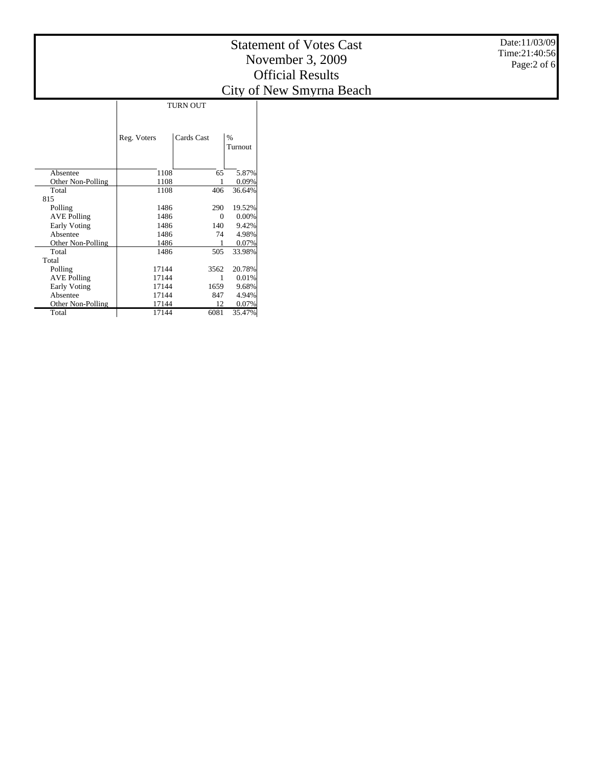# Statement of Votes Cast
# November 3, 2009
# Official Results
# City of New Smyrna Beach

Date:11/03/09
Time:21:40:56

| | TURN OUT | | |
|---|---|---|---|
| | Reg. Voters | Cards Cast | % Turnout |
| Absentee | 1108 | 65 | 5.87% |
| Other Non-Polling | 1108 | 1 | 0.09% |
| Total | 1108 | 406 | 36.64% |
| 815 | | | |
| Polling | 1486 | 290 | 19.52% |
| AVE Polling | 1486 | 0 | 0.00% |
| Early Voting | 1486 | 140 | 9.42% |
| Absentee | 1486 | 74 | 4.98% |
| Other Non-Polling | 1486 | 1 | 0.07% |
| Total | 1486 | 505 | 33.98% |
| Total | | | |
| Polling | 17144 | 3562 | 20.78% |
| AVE Polling | 17144 | 1 | 0.01% |
| Early Voting | 17144 | 1659 | 9.68% |
| Absentee | 17144 | 847 | 4.94% |
| Other Non-Polling | 17144 | 12 | 0.07% |
| Total | 17144 | 6081 | 35.47% |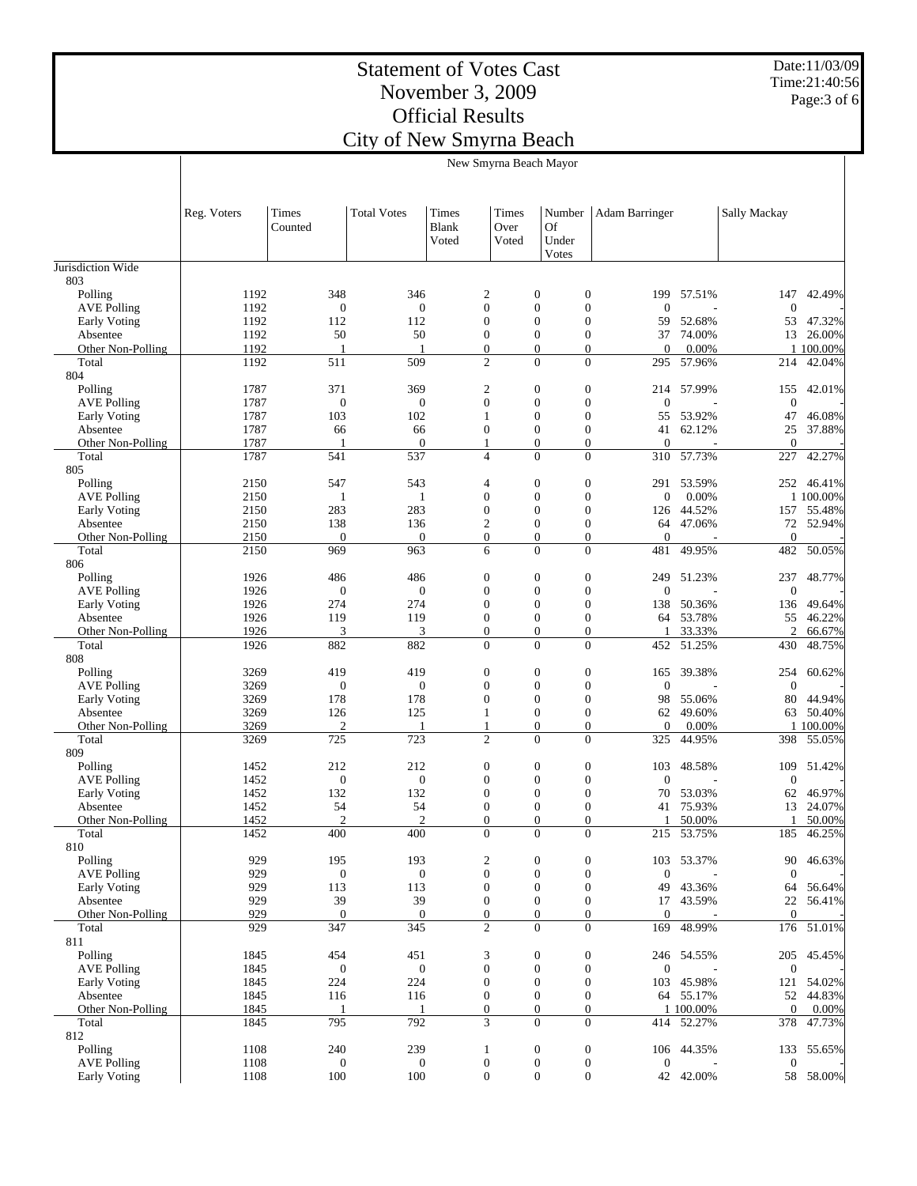# Statement of Votes Cast
# November 3, 2009
# Official Results
# City of New Smyrna Beach

Date:11/03/09
Time:21:40:56

## New Smyrna Beach Mayor

| | Reg. Voters | Times Counted | Total Votes | Times Blank Voted | Times Over Voted | Number Of Under Votes | Adam Barringer | | Sally Mackay | |
|---|---|---|---|---|---|---|---|---|---|---|
| Jurisdiction Wide | | | | | | | | | | |
| 803 | | | | | | | | | | |
| Polling | 1192 | 348 | 346 | 2 | 0 | 0 | 199 | 57.51% | 147 | 42.49% |
| AVE Polling | 1192 | 0 | 0 | 0 | 0 | 0 | 0 | - | 0 | - |
| Early Voting | 1192 | 112 | 112 | 0 | 0 | 0 | 59 | 52.68% | 53 | 47.32% |
| Absentee | 1192 | 50 | 50 | 0 | 0 | 0 | 37 | 74.00% | 13 | 26.00% |
| Other Non-Polling | 1192 | 1 | 1 | 0 | 0 | 0 | 0 | 0.00% | 1 | 100.00% |
| Total | 1192 | 511 | 509 | 2 | 0 | 0 | 295 | 57.96% | 214 | 42.04% |
| 804 | | | | | | | | | | |
| Polling | 1787 | 371 | 369 | 2 | 0 | 0 | 214 | 57.99% | 155 | 42.01% |
| AVE Polling | 1787 | 0 | 0 | 0 | 0 | 0 | 0 | - | 0 | - |
| Early Voting | 1787 | 103 | 102 | 1 | 0 | 0 | 55 | 53.92% | 47 | 46.08% |
| Absentee | 1787 | 66 | 66 | 0 | 0 | 0 | 41 | 62.12% | 25 | 37.88% |
| Other Non-Polling | 1787 | 1 | 0 | 1 | 0 | 0 | 0 | - | 0 | - |
| Total | 1787 | 541 | 537 | 4 | 0 | 0 | 310 | 57.73% | 227 | 42.27% |
| 805 | | | | | | | | | | |
| Polling | 2150 | 547 | 543 | 4 | 0 | 0 | 291 | 53.59% | 252 | 46.41% |
| AVE Polling | 2150 | 1 | 1 | 0 | 0 | 0 | 0 | 0.00% | 1 | 100.00% |
| Early Voting | 2150 | 283 | 283 | 0 | 0 | 0 | 126 | 44.52% | 157 | 55.48% |
| Absentee | 2150 | 138 | 136 | 2 | 0 | 0 | 64 | 47.06% | 72 | 52.94% |
| Other Non-Polling | 2150 | 0 | 0 | 0 | 0 | 0 | 0 | - | 0 | - |
| Total | 2150 | 969 | 963 | 6 | 0 | 0 | 481 | 49.95% | 482 | 50.05% |
| 806 | | | | | | | | | | |
| Polling | 1926 | 486 | 486 | 0 | 0 | 0 | 249 | 51.23% | 237 | 48.77% |
| AVE Polling | 1926 | 0 | 0 | 0 | 0 | 0 | 0 | - | 0 | - |
| Early Voting | 1926 | 274 | 274 | 0 | 0 | 0 | 138 | 50.36% | 136 | 49.64% |
| Absentee | 1926 | 119 | 119 | 0 | 0 | 0 | 64 | 53.78% | 55 | 46.22% |
| Other Non-Polling | 1926 | 3 | 3 | 0 | 0 | 0 | 1 | 33.33% | 2 | 66.67% |
| Total | 1926 | 882 | 882 | 0 | 0 | 0 | 452 | 51.25% | 430 | 48.75% |
| 808 | | | | | | | | | | |
| Polling | 3269 | 419 | 419 | 0 | 0 | 0 | 165 | 39.38% | 254 | 60.62% |
| AVE Polling | 3269 | 0 | 0 | 0 | 0 | 0 | 0 | - | 0 | - |
| Early Voting | 3269 | 178 | 178 | 0 | 0 | 0 | 98 | 55.06% | 80 | 44.94% |
| Absentee | 3269 | 126 | 125 | 1 | 0 | 0 | 62 | 49.60% | 63 | 50.40% |
| Other Non-Polling | 3269 | 2 | 1 | 1 | 0 | 0 | 0 | 0.00% | 1 | 100.00% |
| Total | 3269 | 725 | 723 | 2 | 0 | 0 | 325 | 44.95% | 398 | 55.05% |
| 809 | | | | | | | | | | |
| Polling | 1452 | 212 | 212 | 0 | 0 | 0 | 103 | 48.58% | 109 | 51.42% |
| AVE Polling | 1452 | 0 | 0 | 0 | 0 | 0 | 0 | - | 0 | - |
| Early Voting | 1452 | 132 | 132 | 0 | 0 | 0 | 70 | 53.03% | 62 | 46.97% |
| Absentee | 1452 | 54 | 54 | 0 | 0 | 0 | 41 | 75.93% | 13 | 24.07% |
| Other Non-Polling | 1452 | 2 | 2 | 0 | 0 | 0 | 1 | 50.00% | 1 | 50.00% |
| Total | 1452 | 400 | 400 | 0 | 0 | 0 | 215 | 53.75% | 185 | 46.25% |
| 810 | | | | | | | | | | |
| Polling | 929 | 195 | 193 | 2 | 0 | 0 | 103 | 53.37% | 90 | 46.63% |
| AVE Polling | 929 | 0 | 0 | 0 | 0 | 0 | 0 | - | 0 | - |
| Early Voting | 929 | 113 | 113 | 0 | 0 | 0 | 49 | 43.36% | 64 | 56.64% |
| Absentee | 929 | 39 | 39 | 0 | 0 | 0 | 17 | 43.59% | 22 | 56.41% |
| Other Non-Polling | 929 | 0 | 0 | 0 | 0 | 0 | 0 | - | 0 | - |
| Total | 929 | 347 | 345 | 2 | 0 | 0 | 169 | 48.99% | 176 | 51.01% |
| 811 | | | | | | | | | | |
| Polling | 1845 | 454 | 451 | 3 | 0 | 0 | 246 | 54.55% | 205 | 45.45% |
| AVE Polling | 1845 | 0 | 0 | 0 | 0 | 0 | 0 | - | 0 | - |
| Early Voting | 1845 | 224 | 224 | 0 | 0 | 0 | 103 | 45.98% | 121 | 54.02% |
| Absentee | 1845 | 116 | 116 | 0 | 0 | 0 | 64 | 55.17% | 52 | 44.83% |
| Other Non-Polling | 1845 | 1 | 1 | 0 | 0 | 0 | 1 | 100.00% | 0 | 0.00% |
| Total | 1845 | 795 | 792 | 3 | 0 | 0 | 414 | 52.27% | 378 | 47.73% |
| 812 | | | | | | | | | | |
| Polling | 1108 | 240 | 239 | 1 | 0 | 0 | 106 | 44.35% | 133 | 55.65% |
| AVE Polling | 1108 | 0 | 0 | 0 | 0 | 0 | 0 | - | 0 | - |
| Early Voting | 1108 | 100 | 100 | 0 | 0 | 0 | 42 | 42.00% | 58 | 58.00% |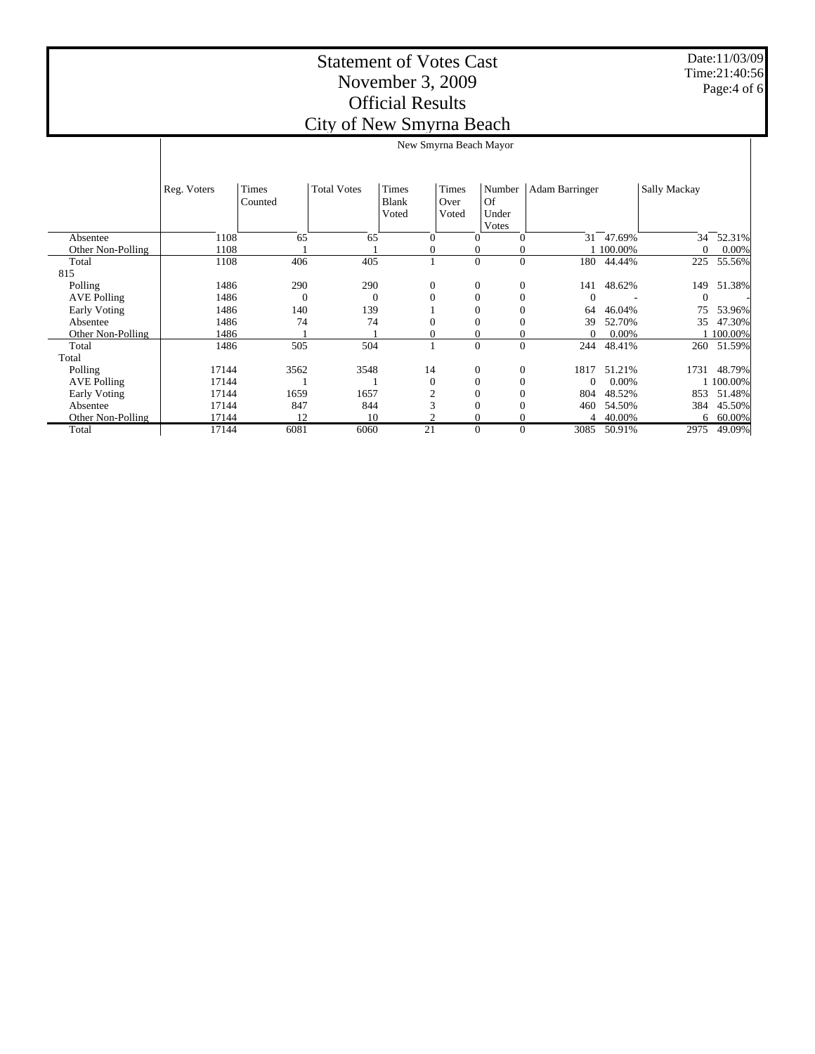# Statement of Votes Cast
# November 3, 2009
# Official Results
# City of New Smyrna Beach

Date:11/03/09
Time:21:40:56

New Smyrna Beach Mayor

| | Reg. Voters | Times Counted | Total Votes | Times Blank Voted | Times Over Voted | Number Of Under Votes | Adam Barringer | | Sally Mackay | |
|---|---|---|---|---|---|---|---|---|---|---|
| Absentee | 1108 | 65 | 65 | 0 | 0 | 0 | 31 | 47.69% | 34 | 52.31% |
| Other Non-Polling | 1108 | 1 | 1 | 0 | 0 | 0 | 1 | 100.00% | 0 | 0.00% |
| Total | 1108 | 406 | 405 | 1 | 0 | 0 | 180 | 44.44% | 225 | 55.56% |
| 815 | | | | | | | | | | |
| Polling | 1486 | 290 | 290 | 0 | 0 | 0 | 141 | 48.62% | 149 | 51.38% |
| AVE Polling | 1486 | 0 | 0 | 0 | 0 | 0 | 0 | - | 0 | - |
| Early Voting | 1486 | 140 | 139 | 1 | 0 | 0 | 64 | 46.04% | 75 | 53.96% |
| Absentee | 1486 | 74 | 74 | 0 | 0 | 0 | 39 | 52.70% | 35 | 47.30% |
| Other Non-Polling | 1486 | 1 | 1 | 0 | 0 | 0 | 0 | 0.00% | 1 | 100.00% |
| Total | 1486 | 505 | 504 | 1 | 0 | 0 | 244 | 48.41% | 260 | 51.59% |
| Total | | | | | | | | | | |
| Polling | 17144 | 3562 | 3548 | 14 | 0 | 0 | 1817 | 51.21% | 1731 | 48.79% |
| AVE Polling | 17144 | 1 | 1 | 0 | 0 | 0 | 0 | 0.00% | 1 | 100.00% |
| Early Voting | 17144 | 1659 | 1657 | 2 | 0 | 0 | 804 | 48.52% | 853 | 51.48% |
| Absentee | 17144 | 847 | 844 | 3 | 0 | 0 | 460 | 54.50% | 384 | 45.50% |
| Other Non-Polling | 17144 | 12 | 10 | 2 | 0 | 0 | 4 | 40.00% | 6 | 60.00% |
| Total | 17144 | 6081 | 6060 | 21 | 0 | 0 | 3085 | 50.91% | 2975 | 49.09% |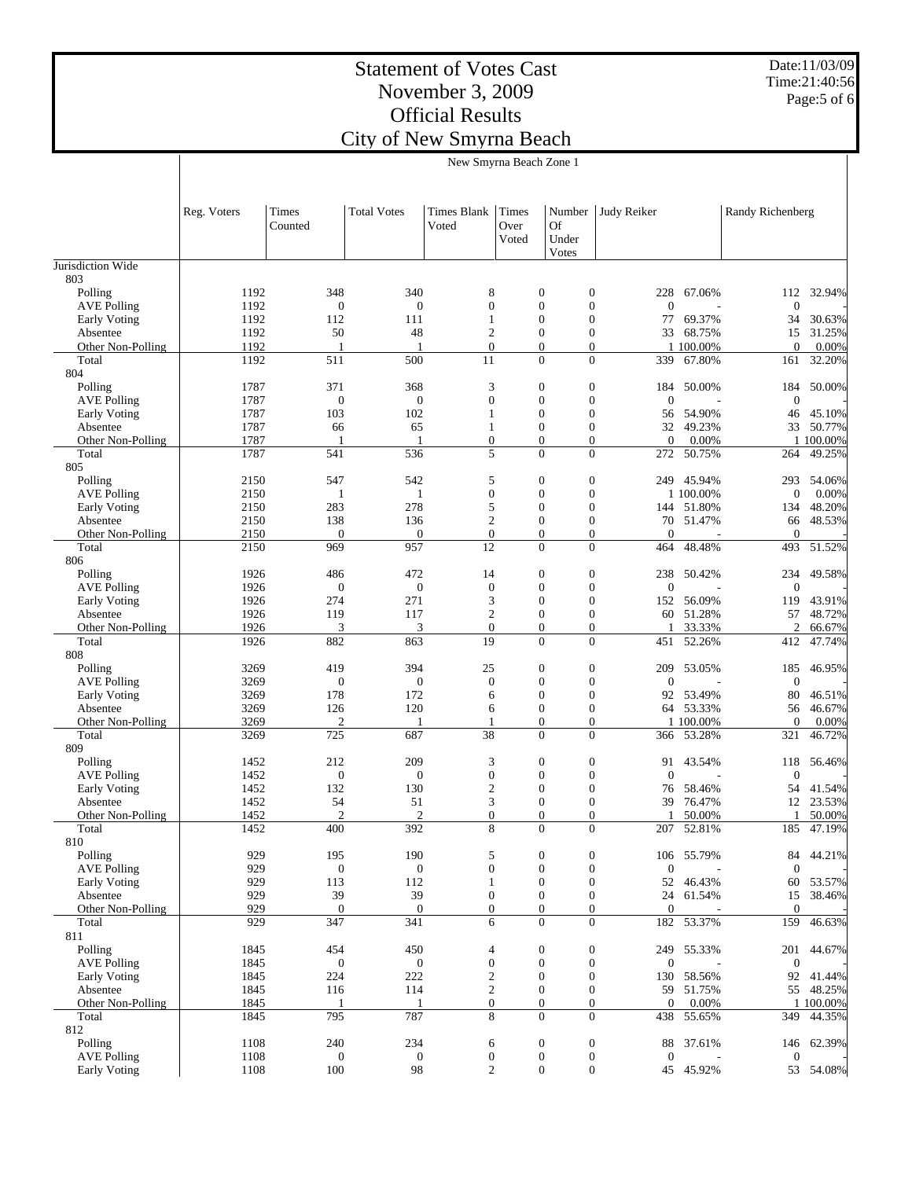# Statement of Votes Cast
## November 3, 2009
## Official Results
## City of New Smyrna Beach

Date:11/03/09
Time:21:40:56

New Smyrna Beach Zone 1

| | Reg. Voters | Times Counted | Total Votes | Times Blank Voted | Times Over Voted | Number Of Under Votes | Judy Reiker | | Randy Richenberg | |
|---|---|---|---|---|---|---|---|---|---|---|
| Jurisdiction Wide | | | | | | | | | | |
| 803 | | | | | | | | | | |
| Polling | 1192 | 348 | 340 | 8 | 0 | 0 | 228 | 67.06% | 112 | 32.94% |
| AVE Polling | 1192 | 0 | 0 | 0 | 0 | 0 | 0 | - | 0 | - |
| Early Voting | 1192 | 112 | 111 | 1 | 0 | 0 | 77 | 69.37% | 34 | 30.63% |
| Absentee | 1192 | 50 | 48 | 2 | 0 | 0 | 33 | 68.75% | 15 | 31.25% |
| Other Non-Polling | 1192 | 1 | 1 | 0 | 0 | 0 | 1 | 100.00% | 0 | 0.00% |
| Total | 1192 | 511 | 500 | 11 | 0 | 0 | 339 | 67.80% | 161 | 32.20% |
| 804 | | | | | | | | | | |
| Polling | 1787 | 371 | 368 | 3 | 0 | 0 | 184 | 50.00% | 184 | 50.00% |
| AVE Polling | 1787 | 0 | 0 | 0 | 0 | 0 | 0 | - | 0 | - |
| Early Voting | 1787 | 103 | 102 | 1 | 0 | 0 | 56 | 54.90% | 46 | 45.10% |
| Absentee | 1787 | 66 | 65 | 1 | 0 | 0 | 32 | 49.23% | 33 | 50.77% |
| Other Non-Polling | 1787 | 1 | 1 | 0 | 0 | 0 | 0 | 0.00% | 1 | 100.00% |
| Total | 1787 | 541 | 536 | 5 | 0 | 0 | 272 | 50.75% | 264 | 49.25% |
| 805 | | | | | | | | | | |
| Polling | 2150 | 547 | 542 | 5 | 0 | 0 | 249 | 45.94% | 293 | 54.06% |
| AVE Polling | 2150 | 1 | 1 | 0 | 0 | 0 | 1 | 100.00% | 0 | 0.00% |
| Early Voting | 2150 | 283 | 278 | 5 | 0 | 0 | 144 | 51.80% | 134 | 48.20% |
| Absentee | 2150 | 138 | 136 | 2 | 0 | 0 | 70 | 51.47% | 66 | 48.53% |
| Other Non-Polling | 2150 | 0 | 0 | 0 | 0 | 0 | 0 | - | 0 | - |
| Total | 2150 | 969 | 957 | 12 | 0 | 0 | 464 | 48.48% | 493 | 51.52% |
| 806 | | | | | | | | | | |
| Polling | 1926 | 486 | 472 | 14 | 0 | 0 | 238 | 50.42% | 234 | 49.58% |
| AVE Polling | 1926 | 0 | 0 | 0 | 0 | 0 | 0 | - | 0 | - |
| Early Voting | 1926 | 274 | 271 | 3 | 0 | 0 | 152 | 56.09% | 119 | 43.91% |
| Absentee | 1926 | 119 | 117 | 2 | 0 | 0 | 60 | 51.28% | 57 | 48.72% |
| Other Non-Polling | 1926 | 3 | 3 | 0 | 0 | 0 | 1 | 33.33% | 2 | 66.67% |
| Total | 1926 | 882 | 863 | 19 | 0 | 0 | 451 | 52.26% | 412 | 47.74% |
| 808 | | | | | | | | | | |
| Polling | 3269 | 419 | 394 | 25 | 0 | 0 | 209 | 53.05% | 185 | 46.95% |
| AVE Polling | 3269 | 0 | 0 | 0 | 0 | 0 | 0 | - | 0 | - |
| Early Voting | 3269 | 178 | 172 | 6 | 0 | 0 | 92 | 53.49% | 80 | 46.51% |
| Absentee | 3269 | 126 | 120 | 6 | 0 | 0 | 64 | 53.33% | 56 | 46.67% |
| Other Non-Polling | 3269 | 2 | 1 | 1 | 0 | 0 | 1 | 100.00% | 0 | 0.00% |
| Total | 3269 | 725 | 687 | 38 | 0 | 0 | 366 | 53.28% | 321 | 46.72% |
| 809 | | | | | | | | | | |
| Polling | 1452 | 212 | 209 | 3 | 0 | 0 | 91 | 43.54% | 118 | 56.46% |
| AVE Polling | 1452 | 0 | 0 | 0 | 0 | 0 | 0 | - | 0 | - |
| Early Voting | 1452 | 132 | 130 | 2 | 0 | 0 | 76 | 58.46% | 54 | 41.54% |
| Absentee | 1452 | 54 | 51 | 3 | 0 | 0 | 39 | 76.47% | 12 | 23.53% |
| Other Non-Polling | 1452 | 2 | 2 | 0 | 0 | 0 | 1 | 50.00% | 1 | 50.00% |
| Total | 1452 | 400 | 392 | 8 | 0 | 0 | 207 | 52.81% | 185 | 47.19% |
| 810 | | | | | | | | | | |
| Polling | 929 | 195 | 190 | 5 | 0 | 0 | 106 | 55.79% | 84 | 44.21% |
| AVE Polling | 929 | 0 | 0 | 0 | 0 | 0 | 0 | - | 0 | - |
| Early Voting | 929 | 113 | 112 | 1 | 0 | 0 | 52 | 46.43% | 60 | 53.57% |
| Absentee | 929 | 39 | 39 | 0 | 0 | 0 | 24 | 61.54% | 15 | 38.46% |
| Other Non-Polling | 929 | 0 | 0 | 0 | 0 | 0 | 0 | - | 0 | - |
| Total | 929 | 347 | 341 | 6 | 0 | 0 | 182 | 53.37% | 159 | 46.63% |
| 811 | | | | | | | | | | |
| Polling | 1845 | 454 | 450 | 4 | 0 | 0 | 249 | 55.33% | 201 | 44.67% |
| AVE Polling | 1845 | 0 | 0 | 0 | 0 | 0 | 0 | - | 0 | - |
| Early Voting | 1845 | 224 | 222 | 2 | 0 | 0 | 130 | 58.56% | 92 | 41.44% |
| Absentee | 1845 | 116 | 114 | 2 | 0 | 0 | 59 | 51.75% | 55 | 48.25% |
| Other Non-Polling | 1845 | 1 | 1 | 0 | 0 | 0 | 0 | 0.00% | 1 | 100.00% |
| Total | 1845 | 795 | 787 | 8 | 0 | 0 | 438 | 55.65% | 349 | 44.35% |
| 812 | | | | | | | | | | |
| Polling | 1108 | 240 | 234 | 6 | 0 | 0 | 88 | 37.61% | 146 | 62.39% |
| AVE Polling | 1108 | 0 | 0 | 0 | 0 | 0 | 0 | - | 0 | - |
| Early Voting | 1108 | 100 | 98 | 2 | 0 | 0 | 45 | 45.92% | 53 | 54.08% |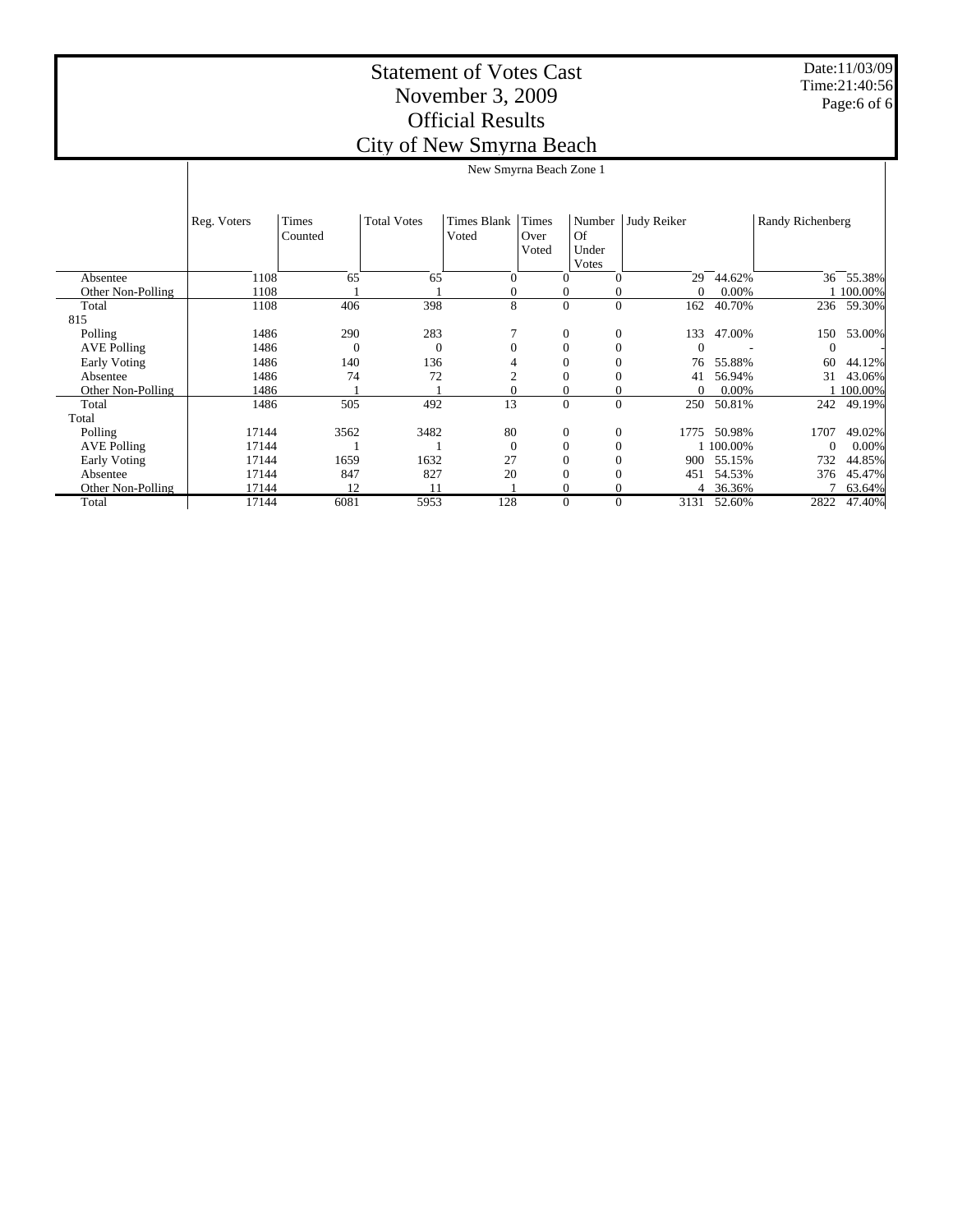# Statement of Votes Cast
# November 3, 2009
# Official Results
# City of New Smyrna Beach

Date:11/03/09
Time:21:40:56

New Smyrna Beach Zone 1

| | Reg. Voters | Times Counted | Total Votes | Times Blank Voted | Times Over Voted | Number Of Under Votes | Judy Reiker | | Randy Richenberg | |
|---|---|---|---|---|---|---|---|---|---|---|
| Absentee | 1108 | 65 | 65 | 0 | 0 | 0 | 29 | 44.62% | 36 | 55.38% |
| Other Non-Polling | 1108 | 1 | 1 | 0 | 0 | 0 | 0 | 0.00% | 1 | 100.00% |
| Total | 1108 | 406 | 398 | 8 | 0 | 0 | 162 | 40.70% | 236 | 59.30% |
| 815 | | | | | | | | | | |
| Polling | 1486 | 290 | 283 | 7 | 0 | 0 | 133 | 47.00% | 150 | 53.00% |
| AVE Polling | 1486 | 0 | 0 | 0 | 0 | 0 | 0 | - | 0 | - |
| Early Voting | 1486 | 140 | 136 | 4 | 0 | 0 | 76 | 55.88% | 60 | 44.12% |
| Absentee | 1486 | 74 | 72 | 2 | 0 | 0 | 41 | 56.94% | 31 | 43.06% |
| Other Non-Polling | 1486 | 1 | 1 | 0 | 0 | 0 | 0 | 0.00% | 1 | 100.00% |
| Total | 1486 | 505 | 492 | 13 | 0 | 0 | 250 | 50.81% | 242 | 49.19% |
| Total | | | | | | | | | | |
| Polling | 17144 | 3562 | 3482 | 80 | 0 | 0 | 1775 | 50.98% | 1707 | 49.02% |
| AVE Polling | 17144 | 1 | 1 | 0 | 0 | 0 | 1 | 100.00% | 0 | 0.00% |
| Early Voting | 17144 | 1659 | 1632 | 27 | 0 | 0 | 900 | 55.15% | 732 | 44.85% |
| Absentee | 17144 | 847 | 827 | 20 | 0 | 0 | 451 | 54.53% | 376 | 45.47% |
| Other Non-Polling | 17144 | 12 | 11 | 1 | 0 | 0 | 4 | 36.36% | 7 | 63.64% |
| Total | 17144 | 6081 | 5953 | 128 | 0 | 0 | 3131 | 52.60% | 2822 | 47.40% |